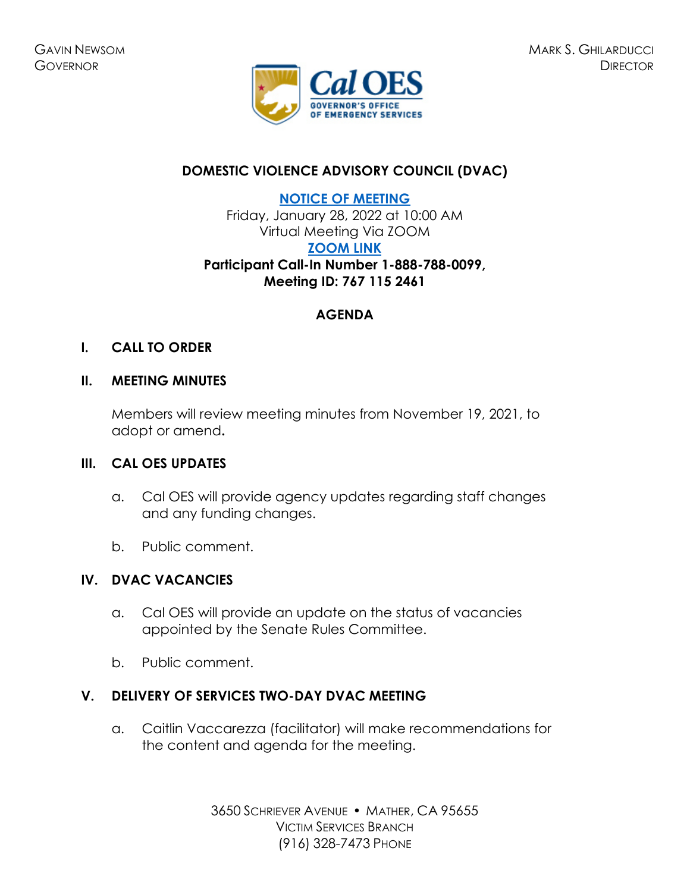GAVIN NEWSOM
GOVERNOR

MARK S. GHILARDUCCI
DIRECTOR

Cal OES
GOVERNOR'S OFFICE
OF EMERGENCY SERVICES

# DOMESTIC VIOLENCE ADVISORY COUNCIL (DVAC)

**NOTICE OF MEETING**

Friday, January 28, 2022 at 10:00 AM
Virtual Meeting Via ZOOM

**ZOOM LINK**

**Participant Call-In Number 1-888-788-0099,**
**Meeting ID: 767 115 2461**

## AGENDA

### I. CALL TO ORDER

### II. MEETING MINUTES

Members will review meeting minutes from November 19, 2021, to adopt or amend.

### III. CAL OES UPDATES

a. Cal OES will provide agency updates regarding staff changes and any funding changes.

b. Public comment.

### IV. DVAC VACANCIES

a. Cal OES will provide an update on the status of vacancies appointed by the Senate Rules Committee.

b. Public comment.

### V. DELIVERY OF SERVICES TWO-DAY DVAC MEETING

a. Caitlin Vaccarezza (facilitator) will make recommendations for the content and agenda for the meeting.

3650 SCHRIEVER AVENUE • MATHER, CA 95655
VICTIM SERVICES BRANCH
(916) 328-7473 PHONE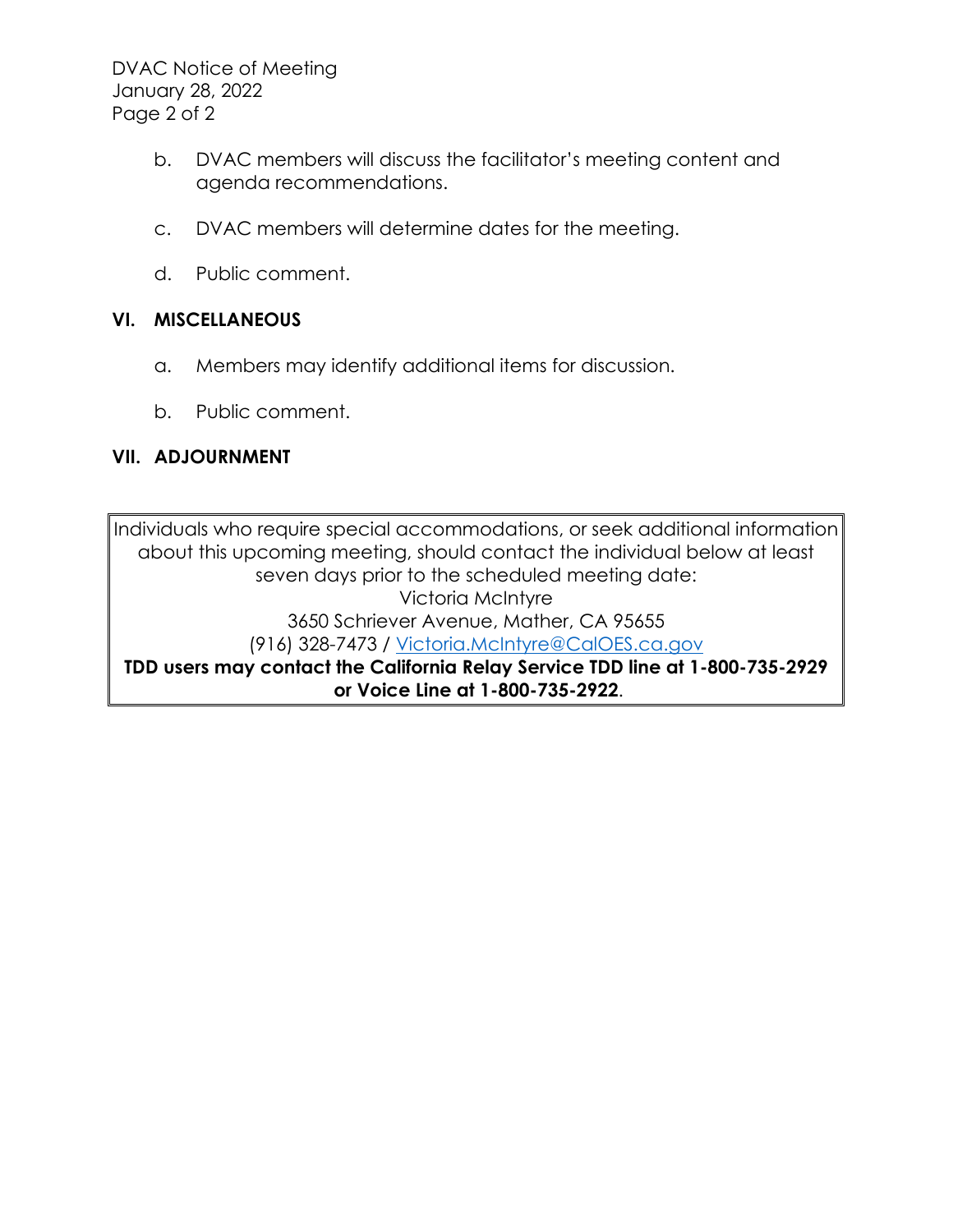b. DVAC members will discuss the facilitator's meeting content and agenda recommendations.

c. DVAC members will determine dates for the meeting.

d. Public comment.

## VI. MISCELLANEOUS

a. Members may identify additional items for discussion.

b. Public comment.

## VII. ADJOURNMENT

Individuals who require special accommodations, or seek additional information about this upcoming meeting, should contact the individual below at least seven days prior to the scheduled meeting date:

Victoria McIntyre
3650 Schriever Avenue, Mather, CA 95655
(916) 328-7473 / Victoria.McIntyre@CalOES.ca.gov

**TDD users may contact the California Relay Service TDD line at 1-800-735-2929 or Voice Line at 1-800-735-2922**.